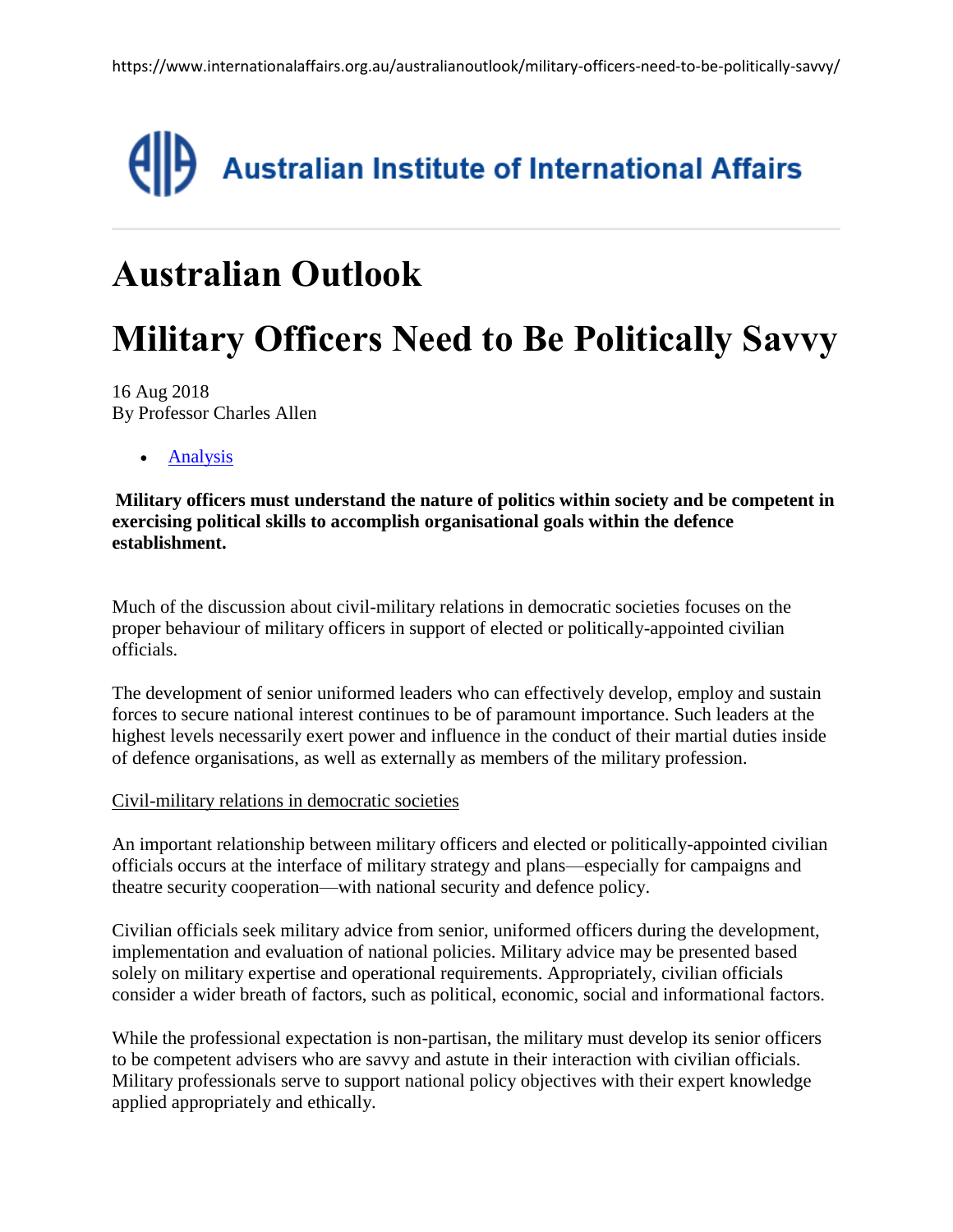https://www.internationalaffairs.org.au/australianoutlook/military-officers-need-to-be-politically-savvy/

Australian Institute of International Affairs

# Australian Outlook

# Military Officers Need to Be Politically Savvy

16 Aug 2018
By Professor Charles Allen

- Analysis

**Military officers must understand the nature of politics within society and be competent in exercising political skills to accomplish organisational goals within the defence establishment.**

Much of the discussion about civil-military relations in democratic societies focuses on the proper behaviour of military officers in support of elected or politically-appointed civilian officials.

The development of senior uniformed leaders who can effectively develop, employ and sustain forces to secure national interest continues to be of paramount importance. Such leaders at the highest levels necessarily exert power and influence in the conduct of their martial duties inside of defence organisations, as well as externally as members of the military profession.

## Civil-military relations in democratic societies

An important relationship between military officers and elected or politically-appointed civilian officials occurs at the interface of military strategy and plans—especially for campaigns and theatre security cooperation—with national security and defence policy.

Civilian officials seek military advice from senior, uniformed officers during the development, implementation and evaluation of national policies. Military advice may be presented based solely on military expertise and operational requirements. Appropriately, civilian officials consider a wider breath of factors, such as political, economic, social and informational factors.

While the professional expectation is non-partisan, the military must develop its senior officers to be competent advisers who are savvy and astute in their interaction with civilian officials. Military professionals serve to support national policy objectives with their expert knowledge applied appropriately and ethically.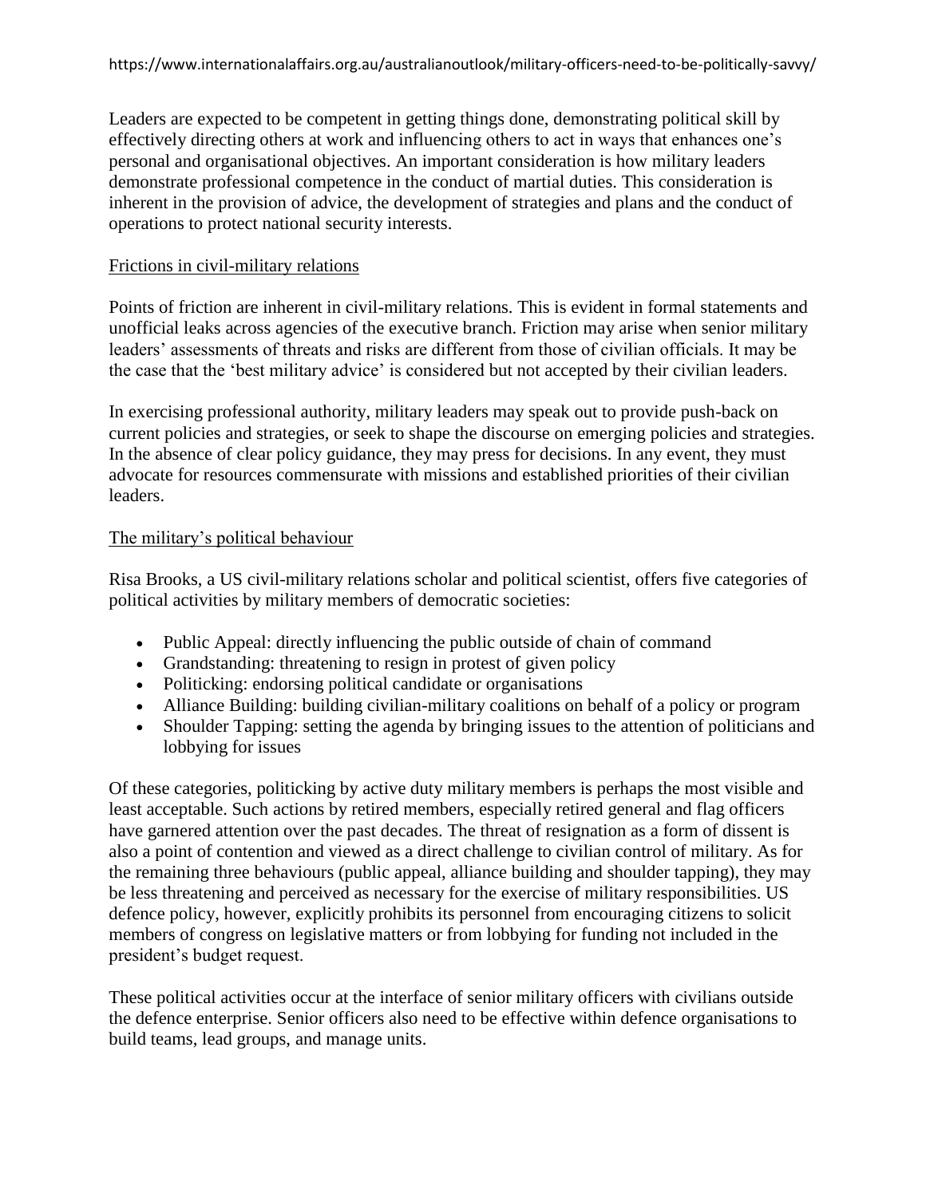Leaders are expected to be competent in getting things done, demonstrating political skill by effectively directing others at work and influencing others to act in ways that enhances one's personal and organisational objectives. An important consideration is how military leaders demonstrate professional competence in the conduct of martial duties. This consideration is inherent in the provision of advice, the development of strategies and plans and the conduct of operations to protect national security interests.

## Frictions in civil-military relations

Points of friction are inherent in civil-military relations. This is evident in formal statements and unofficial leaks across agencies of the executive branch. Friction may arise when senior military leaders' assessments of threats and risks are different from those of civilian officials. It may be the case that the 'best military advice' is considered but not accepted by their civilian leaders.

In exercising professional authority, military leaders may speak out to provide push-back on current policies and strategies, or seek to shape the discourse on emerging policies and strategies. In the absence of clear policy guidance, they may press for decisions. In any event, they must advocate for resources commensurate with missions and established priorities of their civilian leaders.

## The military's political behaviour

Risa Brooks, a US civil-military relations scholar and political scientist, offers five categories of political activities by military members of democratic societies:

- Public Appeal: directly influencing the public outside of chain of command
- Grandstanding: threatening to resign in protest of given policy
- Politicking: endorsing political candidate or organisations
- Alliance Building: building civilian-military coalitions on behalf of a policy or program
- Shoulder Tapping: setting the agenda by bringing issues to the attention of politicians and lobbying for issues

Of these categories, politicking by active duty military members is perhaps the most visible and least acceptable. Such actions by retired members, especially retired general and flag officers have garnered attention over the past decades. The threat of resignation as a form of dissent is also a point of contention and viewed as a direct challenge to civilian control of military. As for the remaining three behaviours (public appeal, alliance building and shoulder tapping), they may be less threatening and perceived as necessary for the exercise of military responsibilities. US defence policy, however, explicitly prohibits its personnel from encouraging citizens to solicit members of congress on legislative matters or from lobbying for funding not included in the president's budget request.

These political activities occur at the interface of senior military officers with civilians outside the defence enterprise. Senior officers also need to be effective within defence organisations to build teams, lead groups, and manage units.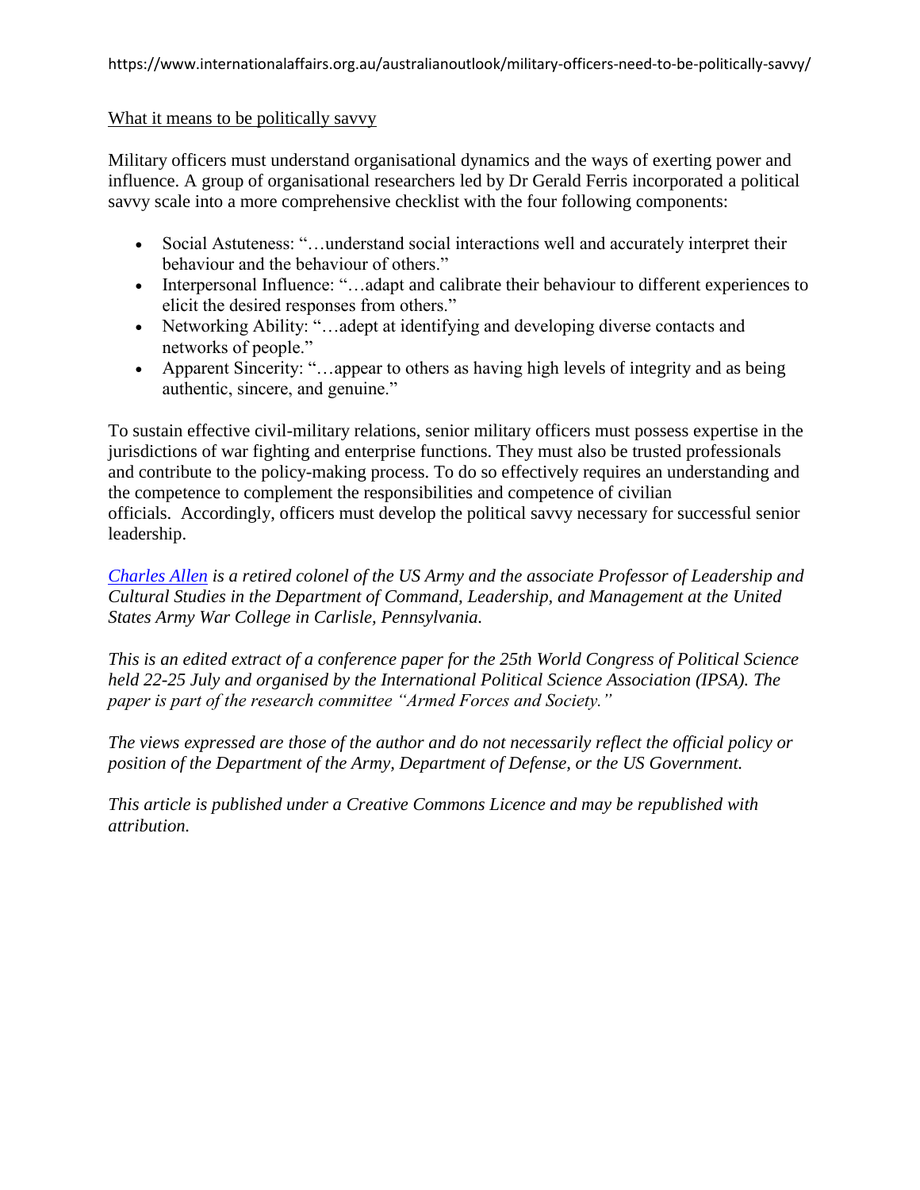https://www.internationalaffairs.org.au/australianoutlook/military-officers-need-to-be-politically-savvy/

What it means to be politically savvy

Military officers must understand organisational dynamics and the ways of exerting power and influence. A group of organisational researchers led by Dr Gerald Ferris incorporated a political savvy scale into a more comprehensive checklist with the four following components:

- Social Astuteness: "…understand social interactions well and accurately interpret their behaviour and the behaviour of others."
- Interpersonal Influence: "…adapt and calibrate their behaviour to different experiences to elicit the desired responses from others."
- Networking Ability: "…adept at identifying and developing diverse contacts and networks of people."
- Apparent Sincerity: "…appear to others as having high levels of integrity and as being authentic, sincere, and genuine."

To sustain effective civil-military relations, senior military officers must possess expertise in the jurisdictions of war fighting and enterprise functions. They must also be trusted professionals and contribute to the policy-making process. To do so effectively requires an understanding and the competence to complement the responsibilities and competence of civilian officials. Accordingly, officers must develop the political savvy necessary for successful senior leadership.

*Charles Allen is a retired colonel of the US Army and the associate Professor of Leadership and Cultural Studies in the Department of Command, Leadership, and Management at the United States Army War College in Carlisle, Pennsylvania.*

*This is an edited extract of a conference paper for the 25th World Congress of Political Science held 22-25 July and organised by the International Political Science Association (IPSA). The paper is part of the research committee "Armed Forces and Society."*

*The views expressed are those of the author and do not necessarily reflect the official policy or position of the Department of the Army, Department of Defense, or the US Government.*

*This article is published under a Creative Commons Licence and may be republished with attribution.*